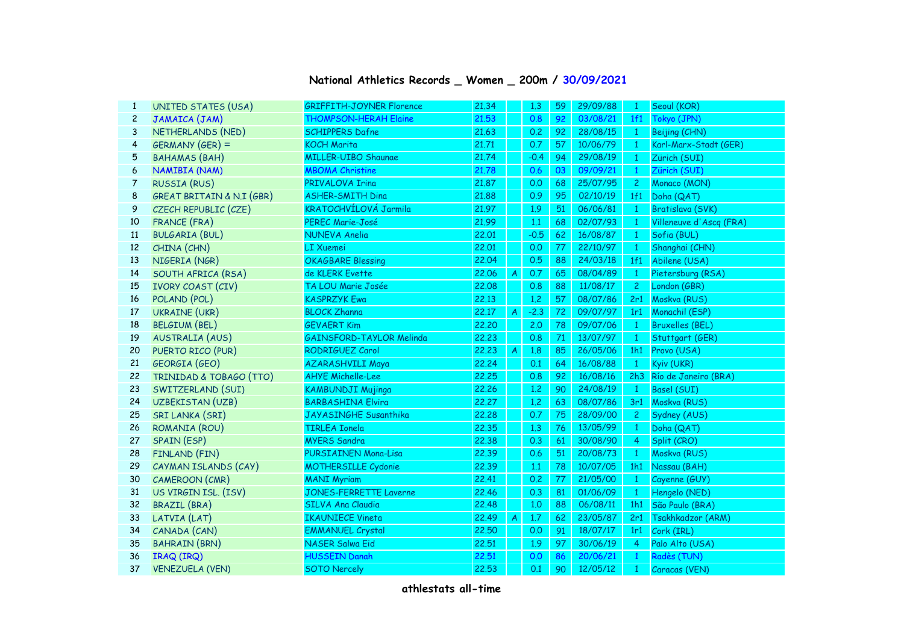# National Athletics Records _ Women _ 200m / 30/09/2021

| | | | | | | | | | |
|---|---|---|---|---|---|---|---|---|---|
| 1 | UNITED STATES (USA) | GRIFFITH-JOYNER Florence | 21.34 | | 1.3 | 59 | 29/09/88 | 1 | Seoul (KOR) |
| 2 | JAMAICA (JAM) | THOMPSON-HERAH Elaine | 21.53 | | 0.8 | 92 | 03/08/21 | 1f1 | Tokyo (JPN) |
| 3 | NETHERLANDS (NED) | SCHIPPERS Dafne | 21.63 | | 0.2 | 92 | 28/08/15 | 1 | Beijing (CHN) |
| 4 | GERMANY (GER) = | KOCH Marita | 21.71 | | 0.7 | 57 | 10/06/79 | 1 | Karl-Marx-Stadt (GER) |
| 5 | BAHAMAS (BAH) | MILLER-UIBO Shaunae | 21.74 | | -0.4 | 94 | 29/08/19 | 1 | Zürich (SUI) |
| 6 | NAMIBIA (NAM) | MBOMA Christine | 21.78 | | 0.6 | 03 | 09/09/21 | 1 | Zürich (SUI) |
| 7 | RUSSIA (RUS) | PRIVALOVA Irina | 21.87 | | 0.0 | 68 | 25/07/95 | 2 | Monaco (MON) |
| 8 | GREAT BRITAIN & N.I (GBR) | ASHER-SMITH Dina | 21.88 | | 0.9 | 95 | 02/10/19 | 1f1 | Doha (QAT) |
| 9 | CZECH REPUBLIC (CZE) | KRATOCHVÍLOVÁ Jarmila | 21.97 | | 1.9 | 51 | 06/06/81 | 1 | Bratislava (SVK) |
| 10 | FRANCE (FRA) | PEREC Marie-José | 21.99 | | 1.1 | 68 | 02/07/93 | 1 | Villeneuve d'Ascq (FRA) |
| 11 | BULGARIA (BUL) | NUNEVA Anelia | 22.01 | | -0.5 | 62 | 16/08/87 | 1 | Sofia (BUL) |
| 12 | CHINA (CHN) | LI Xuemei | 22.01 | | 0.0 | 77 | 22/10/97 | 1 | Shanghai (CHN) |
| 13 | NIGERIA (NGR) | OKAGBARE Blessing | 22.04 | | 0.5 | 88 | 24/03/18 | 1f1 | Abilene (USA) |
| 14 | SOUTH AFRICA (RSA) | de KLERK Evette | 22.06 | A | 0.7 | 65 | 08/04/89 | 1 | Pietersburg (RSA) |
| 15 | IVORY COAST (CIV) | TA LOU Marie Josée | 22.08 | | 0.8 | 88 | 11/08/17 | 2 | London (GBR) |
| 16 | POLAND (POL) | KASPRZYK Ewa | 22.13 | | 1.2 | 57 | 08/07/86 | 2r1 | Moskva (RUS) |
| 17 | UKRAINE (UKR) | BLOCK Zhanna | 22.17 | A | -2.3 | 72 | 09/07/97 | 1r1 | Monachil (ESP) |
| 18 | BELGIUM (BEL) | GEVAERT Kim | 22.20 | | 2.0 | 78 | 09/07/06 | 1 | Bruxelles (BEL) |
| 19 | AUSTRALIA (AUS) | GAINSFORD-TAYLOR Melinda | 22.23 | | 0.8 | 71 | 13/07/97 | 1 | Stuttgart (GER) |
| 20 | PUERTO RICO (PUR) | RODRIGUEZ Carol | 22.23 | A | 1.8 | 85 | 26/05/06 | 1h1 | Provo (USA) |
| 21 | GEORGIA (GEO) | AZARASHVILI Maya | 22.24 | | 0.1 | 64 | 16/08/88 | 1 | Kyiv (UKR) |
| 22 | TRINIDAD & TOBAGO (TTO) | AHYE Michelle-Lee | 22.25 | | 0.8 | 92 | 16/08/16 | 2h3 | Río de Janeiro (BRA) |
| 23 | SWITZERLAND (SUI) | KAMBUNDJI Mujinga | 22.26 | | 1.2 | 90 | 24/08/19 | 1 | Basel (SUI) |
| 24 | UZBEKISTAN (UZB) | BARBASHINA Elvira | 22.27 | | 1.2 | 63 | 08/07/86 | 3r1 | Moskva (RUS) |
| 25 | SRI LANKA (SRI) | JAYASINGHE Susanthika | 22.28 | | 0.7 | 75 | 28/09/00 | 2 | Sydney (AUS) |
| 26 | ROMANIA (ROU) | TIRLEA Ionela | 22.35 | | 1.3 | 76 | 13/05/99 | 1 | Doha (QAT) |
| 27 | SPAIN (ESP) | MYERS Sandra | 22.38 | | 0.3 | 61 | 30/08/90 | 4 | Split (CRO) |
| 28 | FINLAND (FIN) | PURSIAINEN Mona-Lisa | 22.39 | | 0.6 | 51 | 20/08/73 | 1 | Moskva (RUS) |
| 29 | CAYMAN ISLANDS (CAY) | MOTHERSILLE Cydonie | 22.39 | | 1.1 | 78 | 10/07/05 | 1h1 | Nassau (BAH) |
| 30 | CAMEROON (CMR) | MANI Myriam | 22.41 | | 0.2 | 77 | 21/05/00 | 1 | Cayenne (GUY) |
| 31 | US VIRGIN ISL. (ISV) | JONES-FERRETTE Laverne | 22.46 | | 0.3 | 81 | 01/06/09 | 1 | Hengelo (NED) |
| 32 | BRAZIL (BRA) | SILVA Ana Claudia | 22.48 | | 1.0 | 88 | 06/08/11 | 1h1 | São Paulo (BRA) |
| 33 | LATVIA (LAT) | IKAUNIECE Vineta | 22.49 | A | 1.7 | 62 | 23/05/87 | 2r1 | Tsakhkadzor (ARM) |
| 34 | CANADA (CAN) | EMMANUEL Crystal | 22.50 | | 0.0 | 91 | 18/07/17 | 1r1 | Cork (IRL) |
| 35 | BAHRAIN (BRN) | NASER Salwa Eid | 22.51 | | 1.9 | 97 | 30/06/19 | 4 | Palo Alto (USA) |
| 36 | IRAQ (IRQ) | HUSSEIN Danah | 22.51 | | 0.0 | 86 | 20/06/21 | 1 | Radès (TUN) |
| 37 | VENEZUELA (VEN) | SOTO Nercely | 22.53 | | 0.1 | 90 | 12/05/12 | 1 | Caracas (VEN) |

athlestats all-time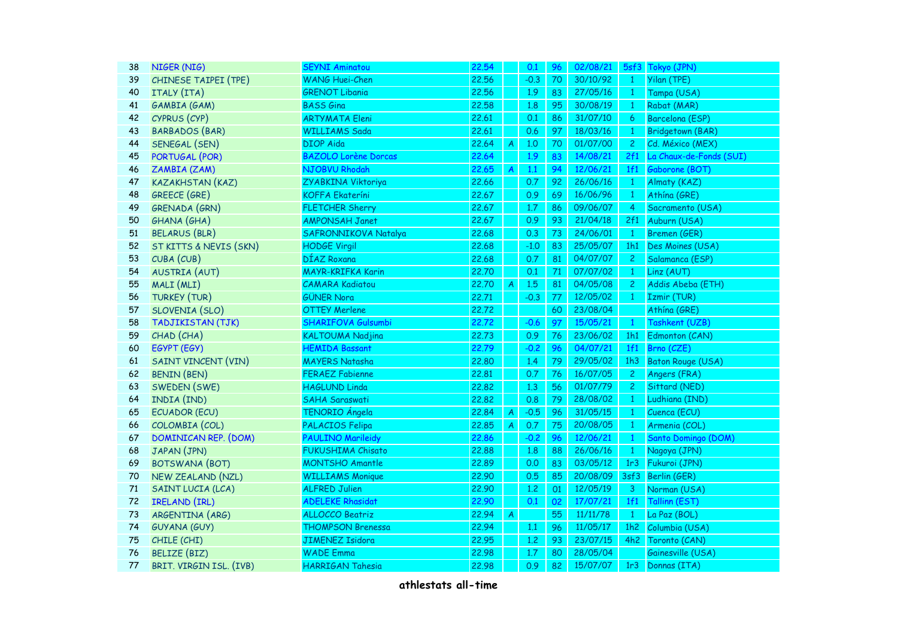| | | | | | | | | | |
|---|---|---|---|---|---|---|---|---|---|
| 38 | NIGER (NIG) | SEYNI Aminatou | 22.54 | | 0.1 | 96 | 02/08/21 | 5sf3 | Tokyo (JPN) |
| 39 | CHINESE TAIPEI (TPE) | WANG Huei-Chen | 22.56 | | -0.3 | 70 | 30/10/92 | 1 | Yilan (TPE) |
| 40 | ITALY (ITA) | GRENOT Libania | 22.56 | | 1.9 | 83 | 27/05/16 | 1 | Tampa (USA) |
| 41 | GAMBIA (GAM) | BASS Gina | 22.58 | | 1.8 | 95 | 30/08/19 | 1 | Rabat (MAR) |
| 42 | CYPRUS (CYP) | ARTYMATA Eleni | 22.61 | | 0.1 | 86 | 31/07/10 | 6 | Barcelona (ESP) |
| 43 | BARBADOS (BAR) | WILLIAMS Sada | 22.61 | | 0.6 | 97 | 18/03/16 | 1 | Bridgetown (BAR) |
| 44 | SENEGAL (SEN) | DIOP Aida | 22.64 | A | 1.0 | 70 | 01/07/00 | 2 | Cd. México (MEX) |
| 45 | PORTUGAL (POR) | BAZOLO Lorène Dorcas | 22.64 | | 1.9 | 83 | 14/08/21 | 2f1 | La Chaux-de-Fonds (SUI) |
| 46 | ZAMBIA (ZAM) | NJOBVU Rhodah | 22.65 | A | 1.1 | 94 | 12/06/21 | 1f1 | Gaborone (BOT) |
| 47 | KAZAKHSTAN (KAZ) | ZYABKINA Viktoriya | 22.66 | | 0.7 | 92 | 26/06/16 | 1 | Almaty (KAZ) |
| 48 | GREECE (GRE) | KOFFA Ekateríni | 22.67 | | 0.9 | 69 | 16/06/96 | 1 | Athína (GRE) |
| 49 | GRENADA (GRN) | FLETCHER Sherry | 22.67 | | 1.7 | 86 | 09/06/07 | 4 | Sacramento (USA) |
| 50 | GHANA (GHA) | AMPONSAH Janet | 22.67 | | 0.9 | 93 | 21/04/18 | 2f1 | Auburn (USA) |
| 51 | BELARUS (BLR) | SAFRONNIKOVA Natalya | 22.68 | | 0.3 | 73 | 24/06/01 | 1 | Bremen (GER) |
| 52 | ST KITTS & NEVIS (SKN) | HODGE Virgil | 22.68 | | -1.0 | 83 | 25/05/07 | 1h1 | Des Moines (USA) |
| 53 | CUBA (CUB) | DÍAZ Roxana | 22.68 | | 0.7 | 81 | 04/07/07 | 2 | Salamanca (ESP) |
| 54 | AUSTRIA (AUT) | MAYR-KRIFKA Karin | 22.70 | | 0.1 | 71 | 07/07/02 | 1 | Linz (AUT) |
| 55 | MALI (MLI) | CAMARA Kadiatou | 22.70 | A | 1.5 | 81 | 04/05/08 | 2 | Addis Abeba (ETH) |
| 56 | TURKEY (TUR) | GÜNER Nora | 22.71 | | -0.3 | 77 | 12/05/02 | 1 | Izmir (TUR) |
| 57 | SLOVENIA (SLO) | OTTEY Merlene | 22.72 | | | 60 | 23/08/04 | | Athína (GRE) |
| 58 | TADJIKISTAN (TJK) | SHARIFOVA Gulsumbi | 22.72 | | -0.6 | 97 | 15/05/21 | 1 | Tashkent (UZB) |
| 59 | CHAD (CHA) | KALTOUMA Nadjina | 22.73 | | 0.9 | 76 | 23/06/02 | 1h1 | Edmonton (CAN) |
| 60 | EGYPT (EGY) | HEMIDA Bassant | 22.79 | | -0.2 | 96 | 04/07/21 | 1f1 | Brno (CZE) |
| 61 | SAINT VINCENT (VIN) | MAYERS Natasha | 22.80 | | 1.4 | 79 | 29/05/02 | 1h3 | Baton Rouge (USA) |
| 62 | BENIN (BEN) | FERAEZ Fabienne | 22.81 | | 0.7 | 76 | 16/07/05 | 2 | Angers (FRA) |
| 63 | SWEDEN (SWE) | HAGLUND Linda | 22.82 | | 1.3 | 56 | 01/07/79 | 2 | Sittard (NED) |
| 64 | INDIA (IND) | SAHA Saraswati | 22.82 | | 0.8 | 79 | 28/08/02 | 1 | Ludhiana (IND) |
| 65 | ECUADOR (ECU) | TENORIO Ángela | 22.84 | A | -0.5 | 96 | 31/05/15 | 1 | Cuenca (ECU) |
| 66 | COLOMBIA (COL) | PALACIOS Felipa | 22.85 | A | 0.7 | 75 | 20/08/05 | 1 | Armenia (COL) |
| 67 | DOMINICAN REP. (DOM) | PAULINO Marileidy | 22.86 | | -0.2 | 96 | 12/06/21 | 1 | Santo Domingo (DOM) |
| 68 | JAPAN (JPN) | FUKUSHIMA Chisato | 22.88 | | 1.8 | 88 | 26/06/16 | 1 | Nagoya (JPN) |
| 69 | BOTSWANA (BOT) | MONTSHO Amantle | 22.89 | | 0.0 | 83 | 03/05/12 | 1r3 | Fukuroi (JPN) |
| 70 | NEW ZEALAND (NZL) | WILLIAMS Monique | 22.90 | | 0.5 | 85 | 20/08/09 | 3sf3 | Berlin (GER) |
| 71 | SAINT LUCIA (LCA) | ALFRED Julien | 22.90 | | 1.2 | 01 | 12/05/19 | 3 | Norman (USA) |
| 72 | IRELAND (IRL) | ADELEKE Rhasidat | 22.90 | | 0.1 | 02 | 17/07/21 | 1f1 | Tallinn (EST) |
| 73 | ARGENTINA (ARG) | ALLOCCO Beatriz | 22.94 | A | | 55 | 11/11/78 | 1 | La Paz (BOL) |
| 74 | GUYANA (GUY) | THOMPSON Brenessa | 22.94 | | 1.1 | 96 | 11/05/17 | 1h2 | Columbia (USA) |
| 75 | CHILE (CHI) | JIMENEZ Isidora | 22.95 | | 1.2 | 93 | 23/07/15 | 4h2 | Toronto (CAN) |
| 76 | BELIZE (BIZ) | WADE Emma | 22.98 | | 1.7 | 80 | 28/05/04 | | Gainesville (USA) |
| 77 | BRIT. VIRGIN ISL. (IVB) | HARRIGAN Tahesia | 22.98 | | 0.9 | 82 | 15/07/07 | 1r3 | Donnas (ITA) |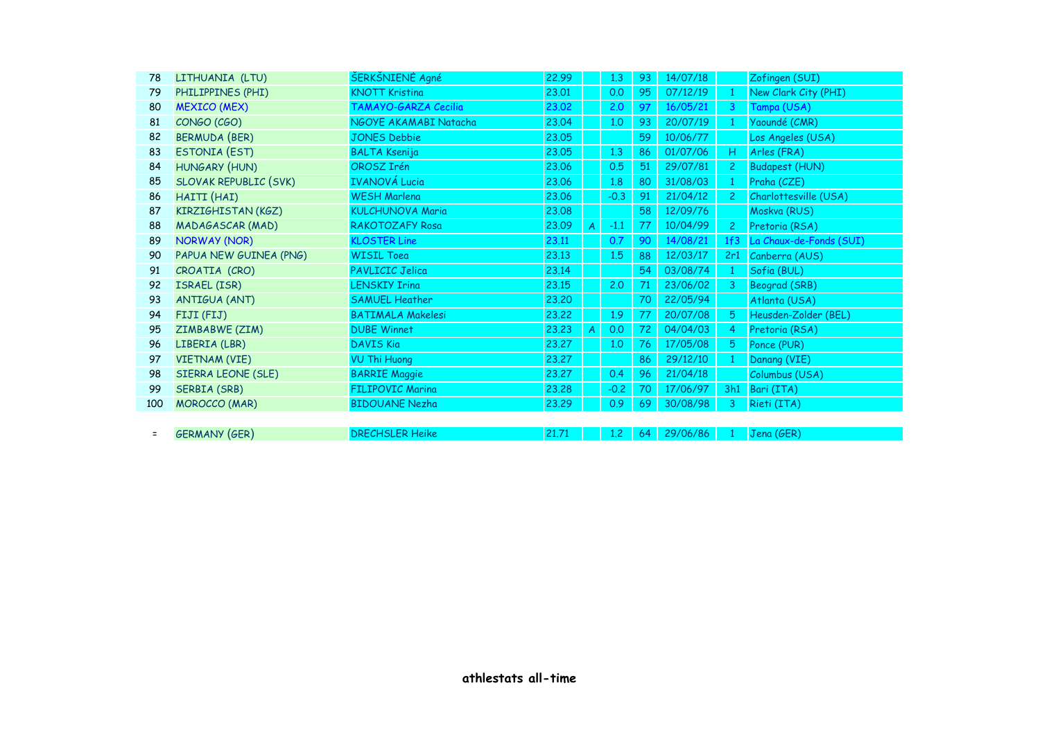| | | | | | | | | | |
|---|---|---|---|---|---|---|---|---|---|
| 78 | LITHUANIA (LTU) | ŠERKŠNIENĖ Agnė | 22.99 | | 1.3 | 93 | 14/07/18 | | Zofingen (SUI) |
| 79 | PHILIPPINES (PHI) | KNOTT Kristina | 23.01 | | 0.0 | 95 | 07/12/19 | 1 | New Clark City (PHI) |
| 80 | MEXICO (MEX) | TAMAYO-GARZA Cecilia | 23.02 | | 2.0 | 97 | 16/05/21 | 3 | Tampa (USA) |
| 81 | CONGO (CGO) | NGOYE AKAMABI Natacha | 23.04 | | 1.0 | 93 | 20/07/19 | 1 | Yaoundé (CMR) |
| 82 | BERMUDA (BER) | JONES Debbie | 23.05 | | | 59 | 10/06/77 | | Los Angeles (USA) |
| 83 | ESTONIA (EST) | BALTA Ksenija | 23.05 | | 1.3 | 86 | 01/07/06 | H | Arles (FRA) |
| 84 | HUNGARY (HUN) | OROSZ Irén | 23.06 | | 0.5 | 51 | 29/07/81 | 2 | Budapest (HUN) |
| 85 | SLOVAK REPUBLIC (SVK) | IVANOVÁ Lucia | 23.06 | | 1.8 | 80 | 31/08/03 | 1 | Praha (CZE) |
| 86 | HAITI (HAI) | WESH Marlena | 23.06 | | -0.3 | 91 | 21/04/12 | 2 | Charlottesville (USA) |
| 87 | KIRZIGHISTAN (KGZ) | KULCHUNOVA Maria | 23.08 | | | 58 | 12/09/76 | | Moskva (RUS) |
| 88 | MADAGASCAR (MAD) | RAKOTOZAFY Rosa | 23.09 | A | -1.1 | 77 | 10/04/99 | 2 | Pretoria (RSA) |
| 89 | NORWAY (NOR) | KLOSTER Line | 23.11 | | 0.7 | 90 | 14/08/21 | 1f3 | La Chaux-de-Fonds (SUI) |
| 90 | PAPUA NEW GUINEA (PNG) | WISIL Toea | 23.13 | | 1.5 | 88 | 12/03/17 | 2r1 | Canberra (AUS) |
| 91 | CROATIA (CRO) | PAVLICIC Jelica | 23.14 | | | 54 | 03/08/74 | 1 | Sofia (BUL) |
| 92 | ISRAEL (ISR) | LENSKIY Irina | 23.15 | | 2.0 | 71 | 23/06/02 | 3 | Beograd (SRB) |
| 93 | ANTIGUA (ANT) | SAMUEL Heather | 23.20 | | | 70 | 22/05/94 | | Atlanta (USA) |
| 94 | FIJI (FIJ) | BATIMALA Makelesi | 23.22 | | 1.9 | 77 | 20/07/08 | 5 | Heusden-Zolder (BEL) |
| 95 | ZIMBABWE (ZIM) | DUBE Winnet | 23.23 | A | 0.0 | 72 | 04/04/03 | 4 | Pretoria (RSA) |
| 96 | LIBERIA (LBR) | DAVIS Kia | 23.27 | | 1.0 | 76 | 17/05/08 | 5 | Ponce (PUR) |
| 97 | VIETNAM (VIE) | VU Thi Huong | 23.27 | | | 86 | 29/12/10 | 1 | Danang (VIE) |
| 98 | SIERRA LEONE (SLE) | BARRIE Maggie | 23.27 | | 0.4 | 96 | 21/04/18 | | Columbus (USA) |
| 99 | SERBIA (SRB) | FILIPOVIC Marina | 23.28 | | -0.2 | 70 | 17/06/97 | 3h1 | Bari (ITA) |
| 100 | MOROCCO (MAR) | BIDOUANE Nezha | 23.29 | | 0.9 | 69 | 30/08/98 | 3 | Rieti (ITA) |
| | | | | | | | | | |
| = | GERMANY (GER) | DRECHSLER Heike | 21.71 | | 1.2 | 64 | 29/06/86 | 1 | Jena (GER) |

**athlestats all-time**